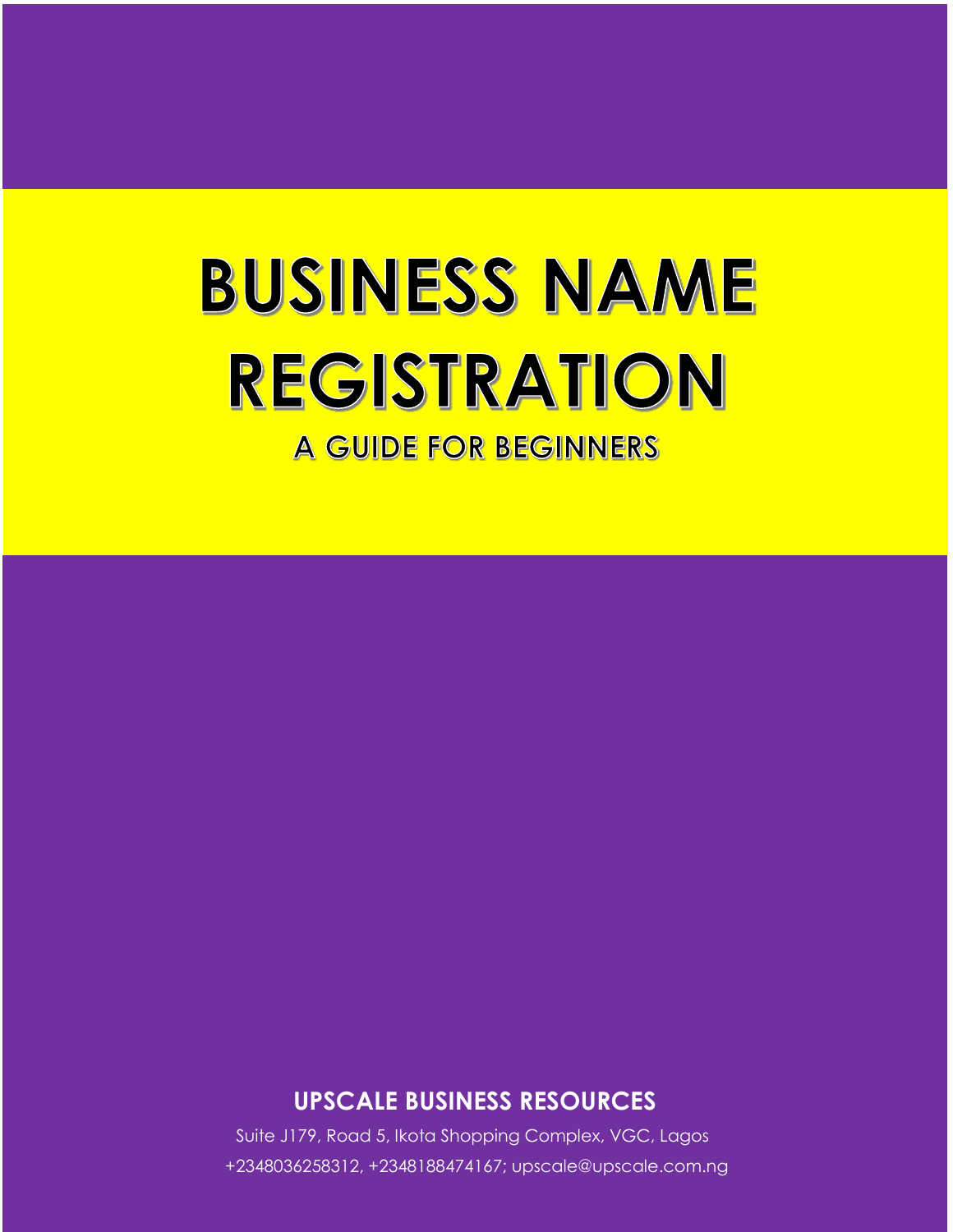# BUSINESS NAME REGISTRATION

## A GUIDE FOR BEGINNERS

**UPSCALE BUSINESS RESOURCES**

Suite J179, Road 5, Ikota Shopping Complex, VGC, Lagos

+2348036258312, +2348188474167; upscale@upscale.com.ng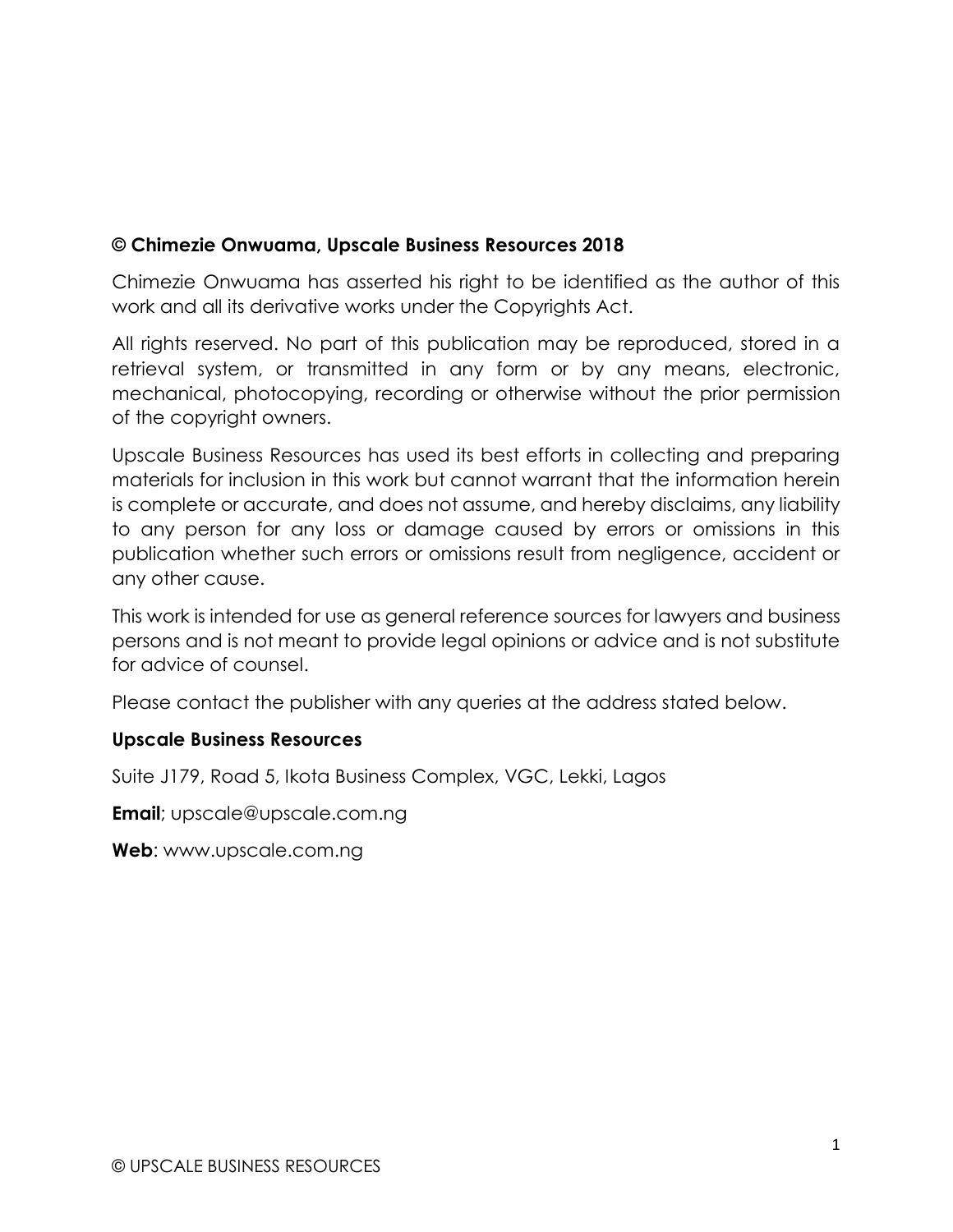**© Chimezie Onwuama, Upscale Business Resources 2018**

Chimezie Onwuama has asserted his right to be identified as the author of this work and all its derivative works under the Copyrights Act.

All rights reserved. No part of this publication may be reproduced, stored in a retrieval system, or transmitted in any form or by any means, electronic, mechanical, photocopying, recording or otherwise without the prior permission of the copyright owners.

Upscale Business Resources has used its best efforts in collecting and preparing materials for inclusion in this work but cannot warrant that the information herein is complete or accurate, and does not assume, and hereby disclaims, any liability to any person for any loss or damage caused by errors or omissions in this publication whether such errors or omissions result from negligence, accident or any other cause.

This work is intended for use as general reference sources for lawyers and business persons and is not meant to provide legal opinions or advice and is not substitute for advice of counsel.

Please contact the publisher with any queries at the address stated below.

**Upscale Business Resources**

Suite J179, Road 5, Ikota Business Complex, VGC, Lekki, Lagos

**Email**; upscale@upscale.com.ng

**Web**: www.upscale.com.ng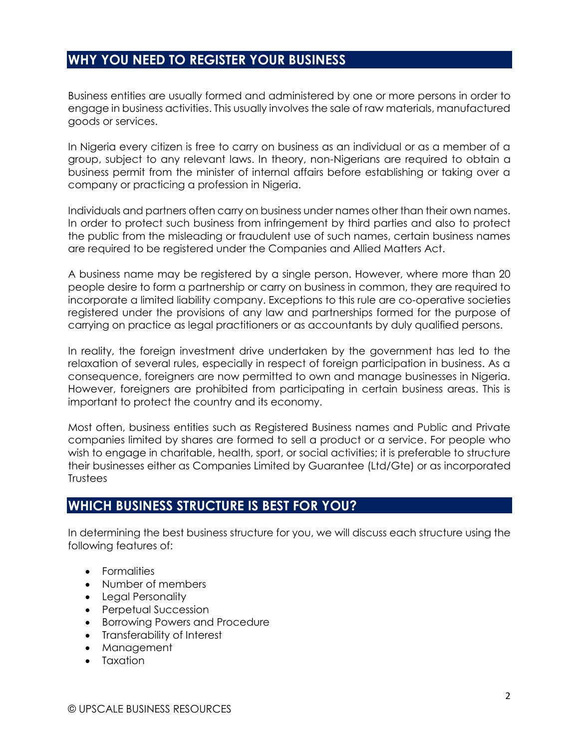## WHY YOU NEED TO REGISTER YOUR BUSINESS

Business entities are usually formed and administered by one or more persons in order to engage in business activities. This usually involves the sale of raw materials, manufactured goods or services.

In Nigeria every citizen is free to carry on business as an individual or as a member of a group, subject to any relevant laws. In theory, non-Nigerians are required to obtain a business permit from the minister of internal affairs before establishing or taking over a company or practicing a profession in Nigeria.

Individuals and partners often carry on business under names other than their own names. In order to protect such business from infringement by third parties and also to protect the public from the misleading or fraudulent use of such names, certain business names are required to be registered under the Companies and Allied Matters Act.

A business name may be registered by a single person. However, where more than 20 people desire to form a partnership or carry on business in common, they are required to incorporate a limited liability company. Exceptions to this rule are co-operative societies registered under the provisions of any law and partnerships formed for the purpose of carrying on practice as legal practitioners or as accountants by duly qualified persons.

In reality, the foreign investment drive undertaken by the government has led to the relaxation of several rules, especially in respect of foreign participation in business. As a consequence, foreigners are now permitted to own and manage businesses in Nigeria. However, foreigners are prohibited from participating in certain business areas. This is important to protect the country and its economy.

Most often, business entities such as Registered Business names and Public and Private companies limited by shares are formed to sell a product or a service. For people who wish to engage in charitable, health, sport, or social activities; it is preferable to structure their businesses either as Companies Limited by Guarantee (Ltd/Gte) or as incorporated Trustees

## WHICH BUSINESS STRUCTURE IS BEST FOR YOU?

In determining the best business structure for you, we will discuss each structure using the following features of:

- Formalities
- Number of members
- Legal Personality
- Perpetual Succession
- Borrowing Powers and Procedure
- Transferability of Interest
- Management
- Taxation

© UPSCALE BUSINESS RESOURCES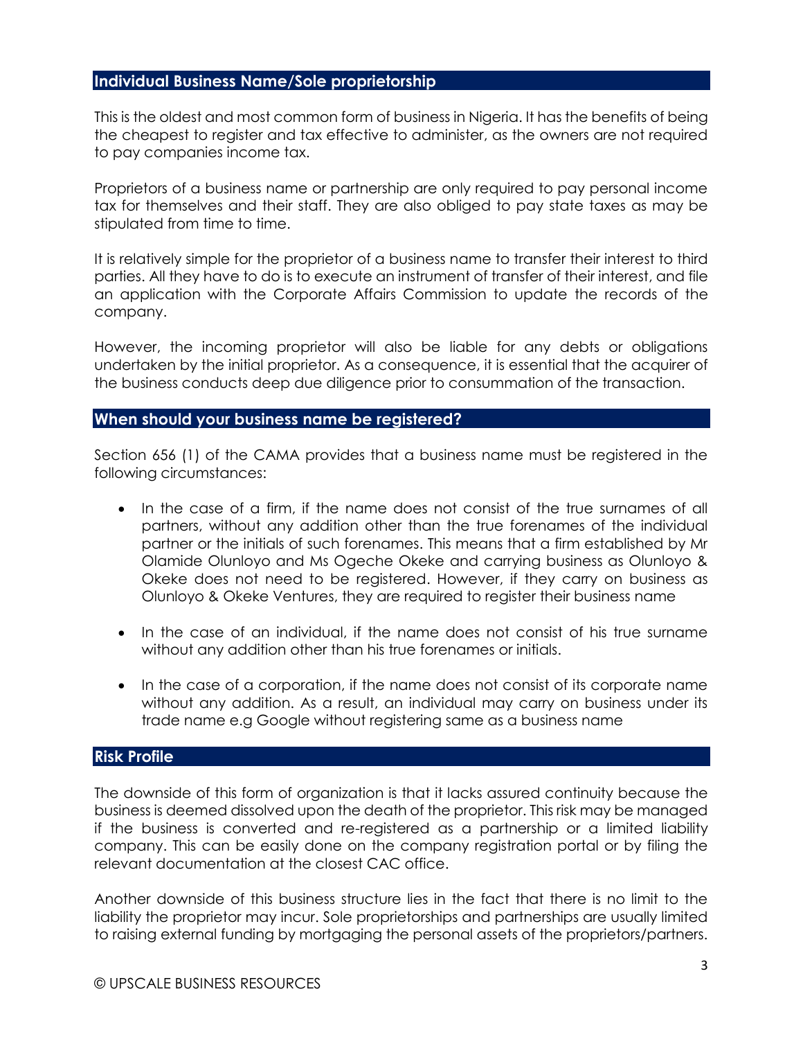## Individual Business Name/Sole proprietorship

This is the oldest and most common form of business in Nigeria. It has the benefits of being the cheapest to register and tax effective to administer, as the owners are not required to pay companies income tax.

Proprietors of a business name or partnership are only required to pay personal income tax for themselves and their staff. They are also obliged to pay state taxes as may be stipulated from time to time.

It is relatively simple for the proprietor of a business name to transfer their interest to third parties. All they have to do is to execute an instrument of transfer of their interest, and file an application with the Corporate Affairs Commission to update the records of the company.

However, the incoming proprietor will also be liable for any debts or obligations undertaken by the initial proprietor. As a consequence, it is essential that the acquirer of the business conducts deep due diligence prior to consummation of the transaction.

## When should your business name be registered?

Section 656 (1) of the CAMA provides that a business name must be registered in the following circumstances:

- In the case of a firm, if the name does not consist of the true surnames of all partners, without any addition other than the true forenames of the individual partner or the initials of such forenames. This means that a firm established by Mr Olamide Olunloyo and Ms Ogeche Okeke and carrying business as Olunloyo & Okeke does not need to be registered. However, if they carry on business as Olunloyo & Okeke Ventures, they are required to register their business name

- In the case of an individual, if the name does not consist of his true surname without any addition other than his true forenames or initials.

- In the case of a corporation, if the name does not consist of its corporate name without any addition. As a result, an individual may carry on business under its trade name e.g Google without registering same as a business name

## Risk Profile

The downside of this form of organization is that it lacks assured continuity because the business is deemed dissolved upon the death of the proprietor. This risk may be managed if the business is converted and re-registered as a partnership or a limited liability company. This can be easily done on the company registration portal or by filing the relevant documentation at the closest CAC office.

Another downside of this business structure lies in the fact that there is no limit to the liability the proprietor may incur. Sole proprietorships and partnerships are usually limited to raising external funding by mortgaging the personal assets of the proprietors/partners.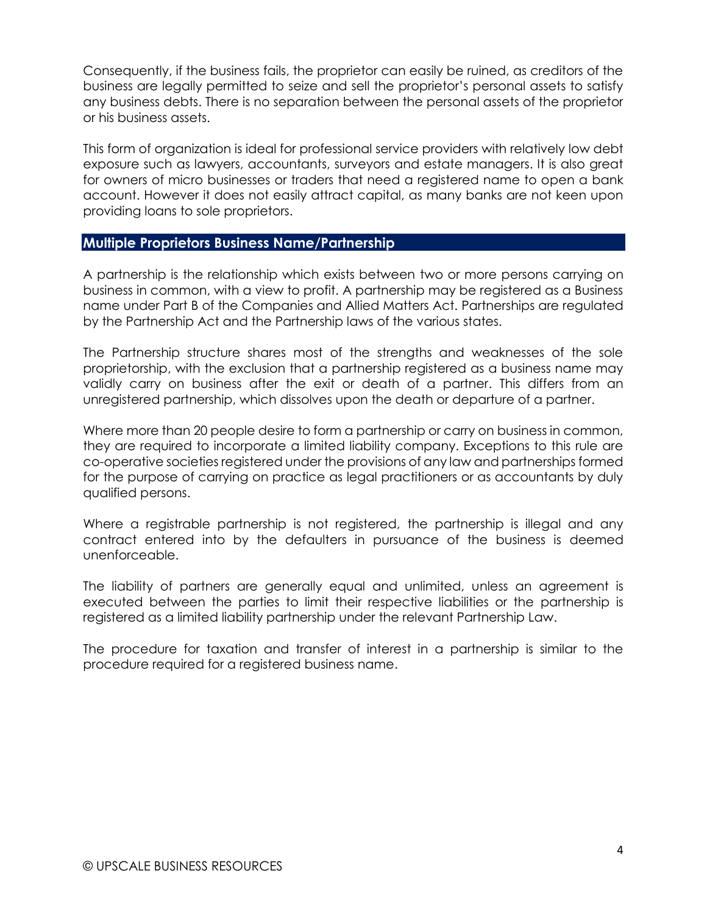Consequently, if the business fails, the proprietor can easily be ruined, as creditors of the business are legally permitted to seize and sell the proprietor's personal assets to satisfy any business debts. There is no separation between the personal assets of the proprietor or his business assets.

This form of organization is ideal for professional service providers with relatively low debt exposure such as lawyers, accountants, surveyors and estate managers. It is also great for owners of micro businesses or traders that need a registered name to open a bank account. However it does not easily attract capital, as many banks are not keen upon providing loans to sole proprietors.

## Multiple Proprietors Business Name/Partnership

A partnership is the relationship which exists between two or more persons carrying on business in common, with a view to profit. A partnership may be registered as a Business name under Part B of the Companies and Allied Matters Act. Partnerships are regulated by the Partnership Act and the Partnership laws of the various states.

The Partnership structure shares most of the strengths and weaknesses of the sole proprietorship, with the exclusion that a partnership registered as a business name may validly carry on business after the exit or death of a partner. This differs from an unregistered partnership, which dissolves upon the death or departure of a partner.

Where more than 20 people desire to form a partnership or carry on business in common, they are required to incorporate a limited liability company. Exceptions to this rule are co-operative societies registered under the provisions of any law and partnerships formed for the purpose of carrying on practice as legal practitioners or as accountants by duly qualified persons.

Where a registrable partnership is not registered, the partnership is illegal and any contract entered into by the defaulters in pursuance of the business is deemed unenforceable.

The liability of partners are generally equal and unlimited, unless an agreement is executed between the parties to limit their respective liabilities or the partnership is registered as a limited liability partnership under the relevant Partnership Law.

The procedure for taxation and transfer of interest in a partnership is similar to the procedure required for a registered business name.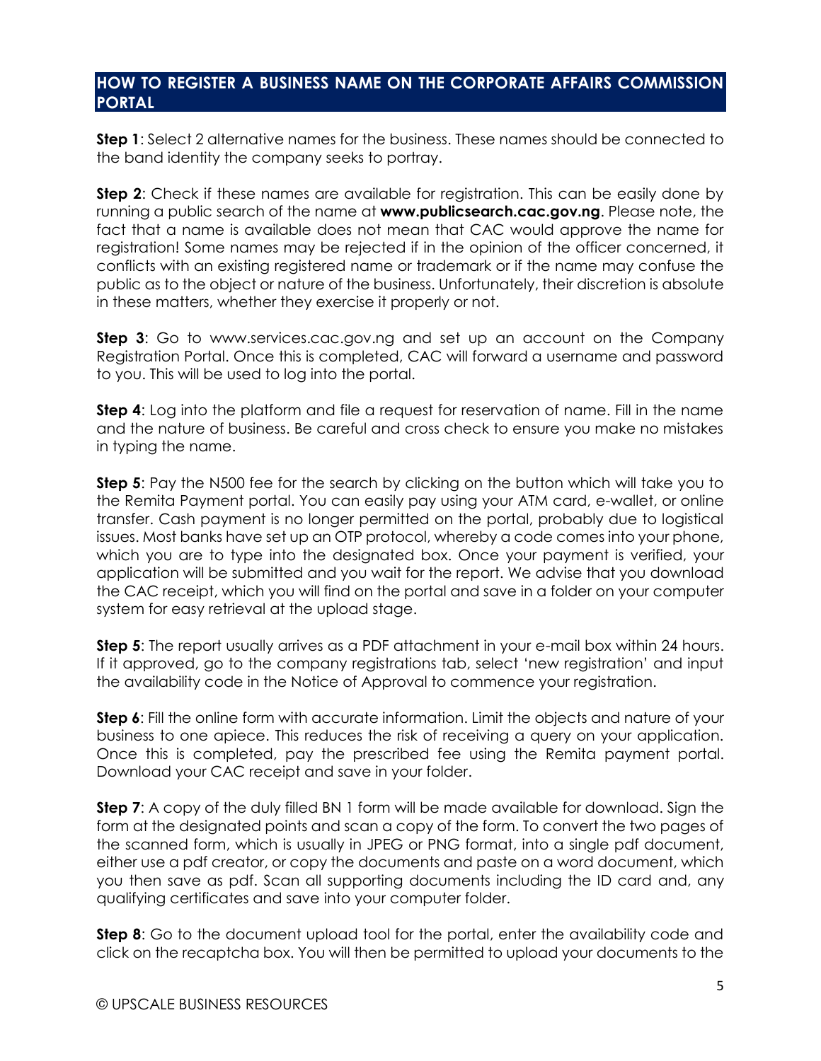## HOW TO REGISTER A BUSINESS NAME ON THE CORPORATE AFFAIRS COMMISSION PORTAL

**Step 1**: Select 2 alternative names for the business. These names should be connected to the band identity the company seeks to portray.

**Step 2**: Check if these names are available for registration. This can be easily done by running a public search of the name at **www.publicsearch.cac.gov.ng**. Please note, the fact that a name is available does not mean that CAC would approve the name for registration! Some names may be rejected if in the opinion of the officer concerned, it conflicts with an existing registered name or trademark or if the name may confuse the public as to the object or nature of the business. Unfortunately, their discretion is absolute in these matters, whether they exercise it properly or not.

**Step 3**: Go to www.services.cac.gov.ng and set up an account on the Company Registration Portal. Once this is completed, CAC will forward a username and password to you. This will be used to log into the portal.

**Step 4**: Log into the platform and file a request for reservation of name. Fill in the name and the nature of business. Be careful and cross check to ensure you make no mistakes in typing the name.

**Step 5**: Pay the N500 fee for the search by clicking on the button which will take you to the Remita Payment portal. You can easily pay using your ATM card, e-wallet, or online transfer. Cash payment is no longer permitted on the portal, probably due to logistical issues. Most banks have set up an OTP protocol, whereby a code comes into your phone, which you are to type into the designated box. Once your payment is verified, your application will be submitted and you wait for the report. We advise that you download the CAC receipt, which you will find on the portal and save in a folder on your computer system for easy retrieval at the upload stage.

**Step 5**: The report usually arrives as a PDF attachment in your e-mail box within 24 hours. If it approved, go to the company registrations tab, select 'new registration' and input the availability code in the Notice of Approval to commence your registration.

**Step 6**: Fill the online form with accurate information. Limit the objects and nature of your business to one apiece. This reduces the risk of receiving a query on your application. Once this is completed, pay the prescribed fee using the Remita payment portal. Download your CAC receipt and save in your folder.

**Step 7**: A copy of the duly filled BN 1 form will be made available for download. Sign the form at the designated points and scan a copy of the form. To convert the two pages of the scanned form, which is usually in JPEG or PNG format, into a single pdf document, either use a pdf creator, or copy the documents and paste on a word document, which you then save as pdf. Scan all supporting documents including the ID card and, any qualifying certificates and save into your computer folder.

**Step 8**: Go to the document upload tool for the portal, enter the availability code and click on the recaptcha box. You will then be permitted to upload your documents to the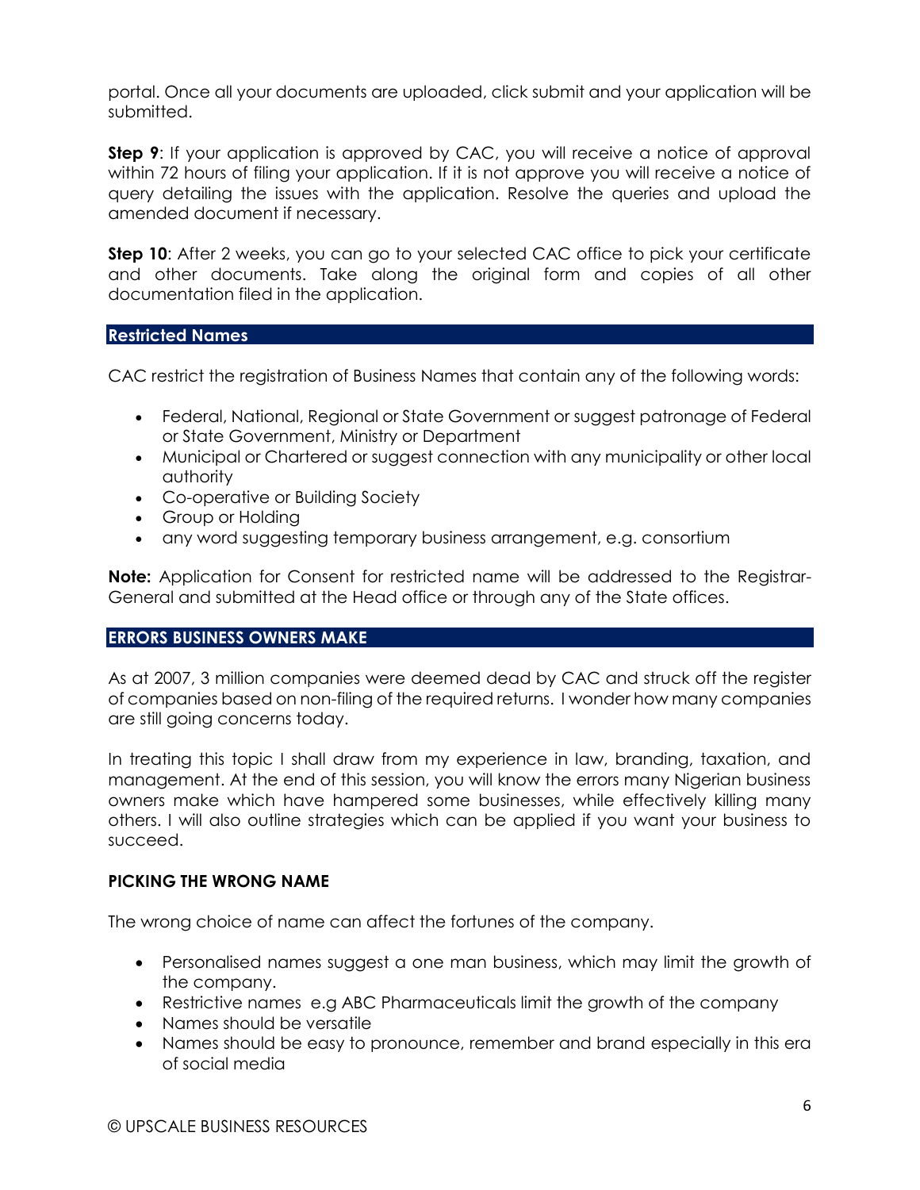portal. Once all your documents are uploaded, click submit and your application will be submitted.

**Step 9**: If your application is approved by CAC, you will receive a notice of approval within 72 hours of filing your application. If it is not approve you will receive a notice of query detailing the issues with the application. Resolve the queries and upload the amended document if necessary.

**Step 10**: After 2 weeks, you can go to your selected CAC office to pick your certificate and other documents. Take along the original form and copies of all other documentation filed in the application.

## Restricted Names

CAC restrict the registration of Business Names that contain any of the following words:

- Federal, National, Regional or State Government or suggest patronage of Federal or State Government, Ministry or Department
- Municipal or Chartered or suggest connection with any municipality or other local authority
- Co-operative or Building Society
- Group or Holding
- any word suggesting temporary business arrangement, e.g. consortium

**Note:** Application for Consent for restricted name will be addressed to the Registrar-General and submitted at the Head office or through any of the State offices.

## ERRORS BUSINESS OWNERS MAKE

As at 2007, 3 million companies were deemed dead by CAC and struck off the register of companies based on non-filing of the required returns. I wonder how many companies are still going concerns today.

In treating this topic I shall draw from my experience in law, branding, taxation, and management. At the end of this session, you will know the errors many Nigerian business owners make which have hampered some businesses, while effectively killing many others. I will also outline strategies which can be applied if you want your business to succeed.

### PICKING THE WRONG NAME

The wrong choice of name can affect the fortunes of the company.

- Personalised names suggest a one man business, which may limit the growth of the company.
- Restrictive names e.g ABC Pharmaceuticals limit the growth of the company
- Names should be versatile
- Names should be easy to pronounce, remember and brand especially in this era of social media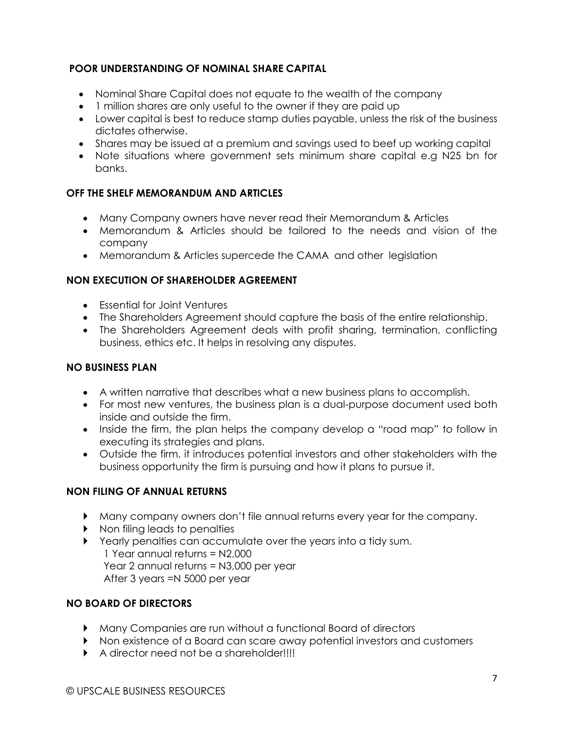### POOR UNDERSTANDING OF NOMINAL SHARE CAPITAL

- Nominal Share Capital does not equate to the wealth of the company
- 1 million shares are only useful to the owner if they are paid up
- Lower capital is best to reduce stamp duties payable, unless the risk of the business dictates otherwise.
- Shares may be issued at a premium and savings used to beef up working capital
- Note situations where government sets minimum share capital e.g N25 bn for banks.

### OFF THE SHELF MEMORANDUM AND ARTICLES

- Many Company owners have never read their Memorandum & Articles
- Memorandum & Articles should be tailored to the needs and vision of the company
- Memorandum & Articles supercede the CAMA and other legislation

### NON EXECUTION OF SHAREHOLDER AGREEMENT

- Essential for Joint Ventures
- The Shareholders Agreement should capture the basis of the entire relationship.
- The Shareholders Agreement deals with profit sharing, termination, conflicting business, ethics etc. It helps in resolving any disputes.

### NO BUSINESS PLAN

- A written narrative that describes what a new business plans to accomplish.
- For most new ventures, the business plan is a dual-purpose document used both inside and outside the firm.
- Inside the firm, the plan helps the company develop a "road map" to follow in executing its strategies and plans.
- Outside the firm, it introduces potential investors and other stakeholders with the business opportunity the firm is pursuing and how it plans to pursue it.

### NON FILING OF ANNUAL RETURNS

- Many company owners don't file annual returns every year for the company.
- Non filing leads to penalties
- Yearly penalties can accumulate over the years into a tidy sum.
  1 Year annual returns = N2,000
  Year 2 annual returns = N3,000 per year
  After 3 years =N 5000 per year

### NO BOARD OF DIRECTORS

- Many Companies are run without a functional Board of directors
- Non existence of a Board can scare away potential investors and customers
- A director need not be a shareholder!!!!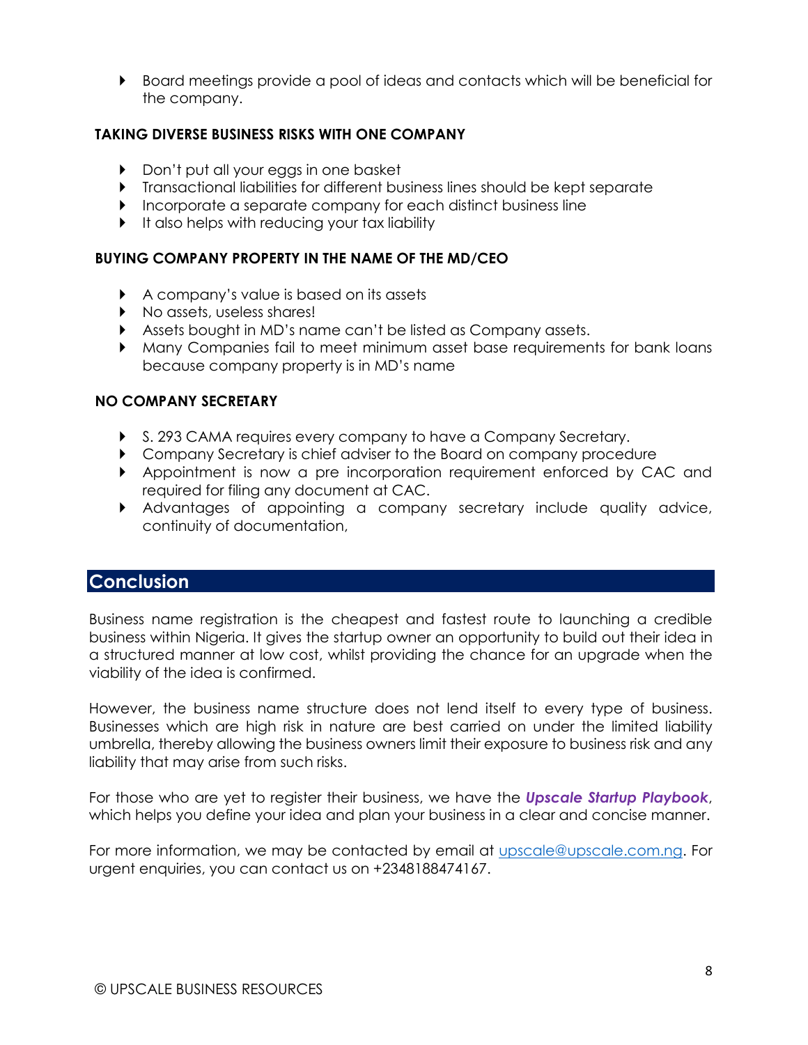- Board meetings provide a pool of ideas and contacts which will be beneficial for the company.

**TAKING DIVERSE BUSINESS RISKS WITH ONE COMPANY**

- Don't put all your eggs in one basket
- Transactional liabilities for different business lines should be kept separate
- Incorporate a separate company for each distinct business line
- It also helps with reducing your tax liability

**BUYING COMPANY PROPERTY IN THE NAME OF THE MD/CEO**

- A company's value is based on its assets
- No assets, useless shares!
- Assets bought in MD's name can't be listed as Company assets.
- Many Companies fail to meet minimum asset base requirements for bank loans because company property is in MD's name

**NO COMPANY SECRETARY**

- S. 293 CAMA requires every company to have a Company Secretary.
- Company Secretary is chief adviser to the Board on company procedure
- Appointment is now a pre incorporation requirement enforced by CAC and required for filing any document at CAC.
- Advantages of appointing a company secretary include quality advice, continuity of documentation,

## Conclusion

Business name registration is the cheapest and fastest route to launching a credible business within Nigeria. It gives the startup owner an opportunity to build out their idea in a structured manner at low cost, whilst providing the chance for an upgrade when the viability of the idea is confirmed.

However, the business name structure does not lend itself to every type of business. Businesses which are high risk in nature are best carried on under the limited liability umbrella, thereby allowing the business owners limit their exposure to business risk and any liability that may arise from such risks.

For those who are yet to register their business, we have the ***Upscale Startup Playbook***, which helps you define your idea and plan your business in a clear and concise manner.

For more information, we may be contacted by email at upscale@upscale.com.ng. For urgent enquiries, you can contact us on +2348188474167.

© UPSCALE BUSINESS RESOURCES